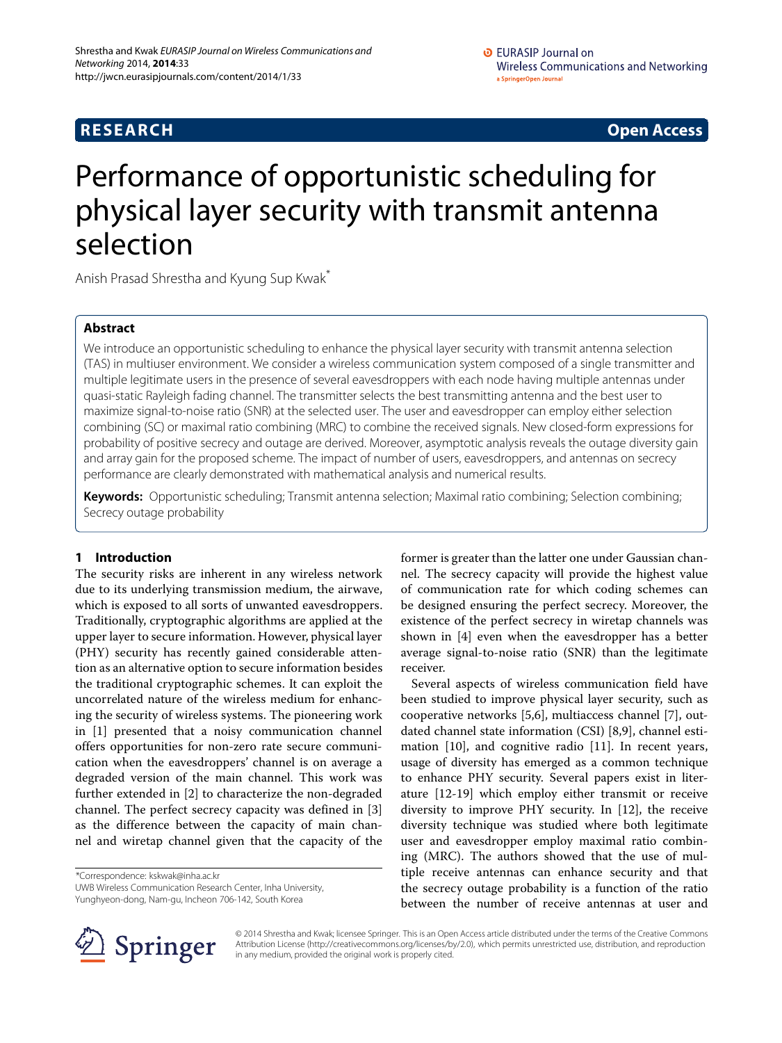**RESEARCH** **Open Access**

# Performance of opportunistic scheduling for physical layer security with transmit antenna selection

Anish Prasad Shrestha and Kyung Sup Kwak*

## Abstract

We introduce an opportunistic scheduling to enhance the physical layer security with transmit antenna selection (TAS) in multiuser environment. We consider a wireless communication system composed of a single transmitter and multiple legitimate users in the presence of several eavesdroppers with each node having multiple antennas under quasi-static Rayleigh fading channel. The transmitter selects the best transmitting antenna and the best user to maximize signal-to-noise ratio (SNR) at the selected user. The user and eavesdropper can employ either selection combining (SC) or maximal ratio combining (MRC) to combine the received signals. New closed-form expressions for probability of positive secrecy and outage are derived. Moreover, asymptotic analysis reveals the outage diversity gain and array gain for the proposed scheme. The impact of number of users, eavesdroppers, and antennas on secrecy performance are clearly demonstrated with mathematical analysis and numerical results.

**Keywords:** Opportunistic scheduling; Transmit antenna selection; Maximal ratio combining; Selection combining; Secrecy outage probability

## 1 Introduction

The security risks are inherent in any wireless network due to its underlying transmission medium, the airwave, which is exposed to all sorts of unwanted eavesdroppers. Traditionally, cryptographic algorithms are applied at the upper layer to secure information. However, physical layer (PHY) security has recently gained considerable attention as an alternative option to secure information besides the traditional cryptographic schemes. It can exploit the uncorrelated nature of the wireless medium for enhancing the security of wireless systems. The pioneering work in [1] presented that a noisy communication channel offers opportunities for non-zero rate secure communication when the eavesdroppers' channel is on average a degraded version of the main channel. This work was further extended in [2] to characterize the non-degraded channel. The perfect secrecy capacity was defined in [3] as the difference between the capacity of main channel and wiretap channel given that the capacity of the former is greater than the latter one under Gaussian channel. The secrecy capacity will provide the highest value of communication rate for which coding schemes can be designed ensuring the perfect secrecy. Moreover, the existence of the perfect secrecy in wiretap channels was shown in [4] even when the eavesdropper has a better average signal-to-noise ratio (SNR) than the legitimate receiver.

Several aspects of wireless communication field have been studied to improve physical layer security, such as cooperative networks [5,6], multiaccess channel [7], outdated channel state information (CSI) [8,9], channel estimation [10], and cognitive radio [11]. In recent years, usage of diversity has emerged as a common technique to enhance PHY security. Several papers exist in literature [12-19] which employ either transmit or receive diversity to improve PHY security. In [12], the receive diversity technique was studied where both legitimate user and eavesdropper employ maximal ratio combining (MRC). The authors showed that the use of multiple receive antennas can enhance security and that the secrecy outage probability is a function of the ratio between the number of receive antennas at user and

*Correspondence: kskwak@inha.ac.kr
UWB Wireless Communication Research Center, Inha University, Yunghyeon-dong, Nam-gu, Incheon 706-142, South Korea

© 2014 Shrestha and Kwak; licensee Springer. This is an Open Access article distributed under the terms of the Creative Commons Attribution License (http://creativecommons.org/licenses/by/2.0), which permits unrestricted use, distribution, and reproduction in any medium, provided the original work is properly cited.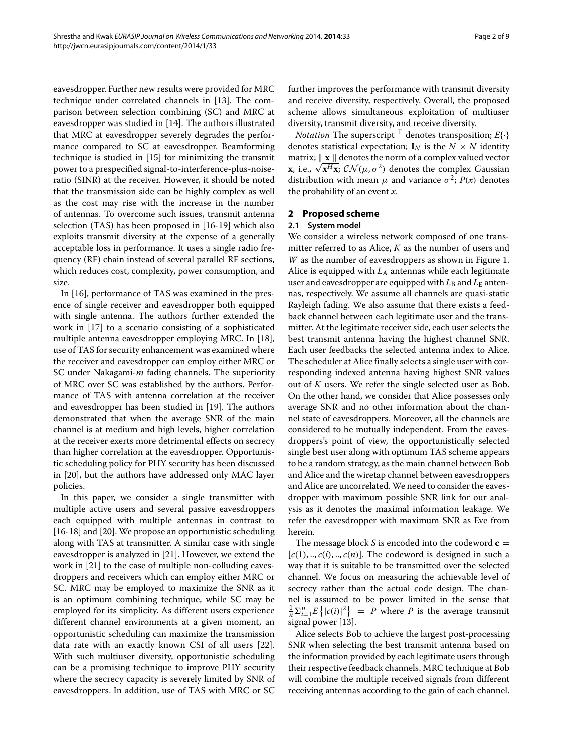eavesdropper. Further new results were provided for MRC technique under correlated channels in [13]. The comparison between selection combining (SC) and MRC at eavesdropper was studied in [14]. The authors illustrated that MRC at eavesdropper severely degrades the performance compared to SC at eavesdropper. Beamforming technique is studied in [15] for minimizing the transmit power to a prespecified signal-to-interference-plus-noise-ratio (SINR) at the receiver. However, it should be noted that the transmission side can be highly complex as well as the cost may rise with the increase in the number of antennas. To overcome such issues, transmit antenna selection (TAS) has been proposed in [16-19] which also exploits transmit diversity at the expense of a generally acceptable loss in performance. It uses a single radio frequency (RF) chain instead of several parallel RF sections, which reduces cost, complexity, power consumption, and size.

In [16], performance of TAS was examined in the presence of single receiver and eavesdropper both equipped with single antenna. The authors further extended the work in [17] to a scenario consisting of a sophisticated multiple antenna eavesdropper employing MRC. In [18], use of TAS for security enhancement was examined where the receiver and eavesdropper can employ either MRC or SC under Nakagami-*m* fading channels. The superiority of MRC over SC was established by the authors. Performance of TAS with antenna correlation at the receiver and eavesdropper has been studied in [19]. The authors demonstrated that when the average SNR of the main channel is at medium and high levels, higher correlation at the receiver exerts more detrimental effects on secrecy than higher correlation at the eavesdropper. Opportunistic scheduling policy for PHY security has been discussed in [20], but the authors have addressed only MAC layer policies.

In this paper, we consider a single transmitter with multiple active users and several passive eavesdroppers each equipped with multiple antennas in contrast to [16-18] and [20]. We propose an opportunistic scheduling along with TAS at transmitter. A similar case with single eavesdropper is analyzed in [21]. However, we extend the work in [21] to the case of multiple non-colluding eavesdroppers and receivers which can employ either MRC or SC. MRC may be employed to maximize the SNR as it is an optimum combining technique, while SC may be employed for its simplicity. As different users experience different channel environments at a given moment, an opportunistic scheduling can maximize the transmission data rate with an exactly known CSI of all users [22]. With such multiuser diversity, opportunistic scheduling can be a promising technique to improve PHY security where the secrecy capacity is severely limited by SNR of eavesdroppers. In addition, use of TAS with MRC or SC further improves the performance with transmit diversity and receive diversity, respectively. Overall, the proposed scheme allows simultaneous exploitation of multiuser diversity, transmit diversity, and receive diversity.

*Notation* The superscript $^{\mathrm{T}}$ denotes transposition; $E\{\cdot\}$ denotes statistical expectation; $\mathbf{I}_N$ is the $N \times N$ identity matrix; $\| \mathbf{x} \|$ denotes the norm of a complex valued vector $\mathbf{x}$, i.e., $\sqrt{\mathbf{x}^H \mathbf{x}}$; $\mathcal{CN}(\mu, \sigma^2)$ denotes the complex Gaussian distribution with mean $\mu$ and variance $\sigma^2$; $P(x)$ denotes the probability of an event $x$.

## 2 Proposed scheme

### 2.1 System model

We consider a wireless network composed of one transmitter referred to as Alice, $K$ as the number of users and $W$ as the number of eavesdroppers as shown in Figure 1. Alice is equipped with $L_{\mathrm{A}}$ antennas while each legitimate user and eavesdropper are equipped with $L_{\mathrm{B}}$ and $L_{\mathrm{E}}$ antennas, respectively. We assume all channels are quasi-static Rayleigh fading. We also assume that there exists a feedback channel between each legitimate user and the transmitter. At the legitimate receiver side, each user selects the best transmit antenna having the highest channel SNR. Each user feedbacks the selected antenna index to Alice. The scheduler at Alice finally selects a single user with corresponding indexed antenna having highest SNR values out of $K$ users. We refer the single selected user as Bob. On the other hand, we consider that Alice possesses only average SNR and no other information about the channel state of eavesdroppers. Moreover, all the channels are considered to be mutually independent. From the eavesdroppers's point of view, the opportunistically selected single best user along with optimum TAS scheme appears to be a random strategy, as the main channel between Bob and Alice and the wiretap channel between eavesdroppers and Alice are uncorrelated. We need to consider the eavesdropper with maximum possible SNR link for our analysis as it denotes the maximal information leakage. We refer the eavesdropper with maximum SNR as Eve from herein.

The message block $S$ is encoded into the codeword $\mathbf{c} = [c(1), .., c(i), .., c(n)]$. The codeword is designed in such a way that it is suitable to be transmitted over the selected channel. We focus on measuring the achievable level of secrecy rather than the actual code design. The channel is assumed to be power limited in the sense that $\frac{1}{n}\Sigma_{i=1}^{n} E\left\{|c(i)|^2\right\} = P$ where $P$ is the average transmit signal power [13].

Alice selects Bob to achieve the largest post-processing SNR when selecting the best transmit antenna based on the information provided by each legitimate users through their respective feedback channels. MRC technique at Bob will combine the multiple received signals from different receiving antennas according to the gain of each channel.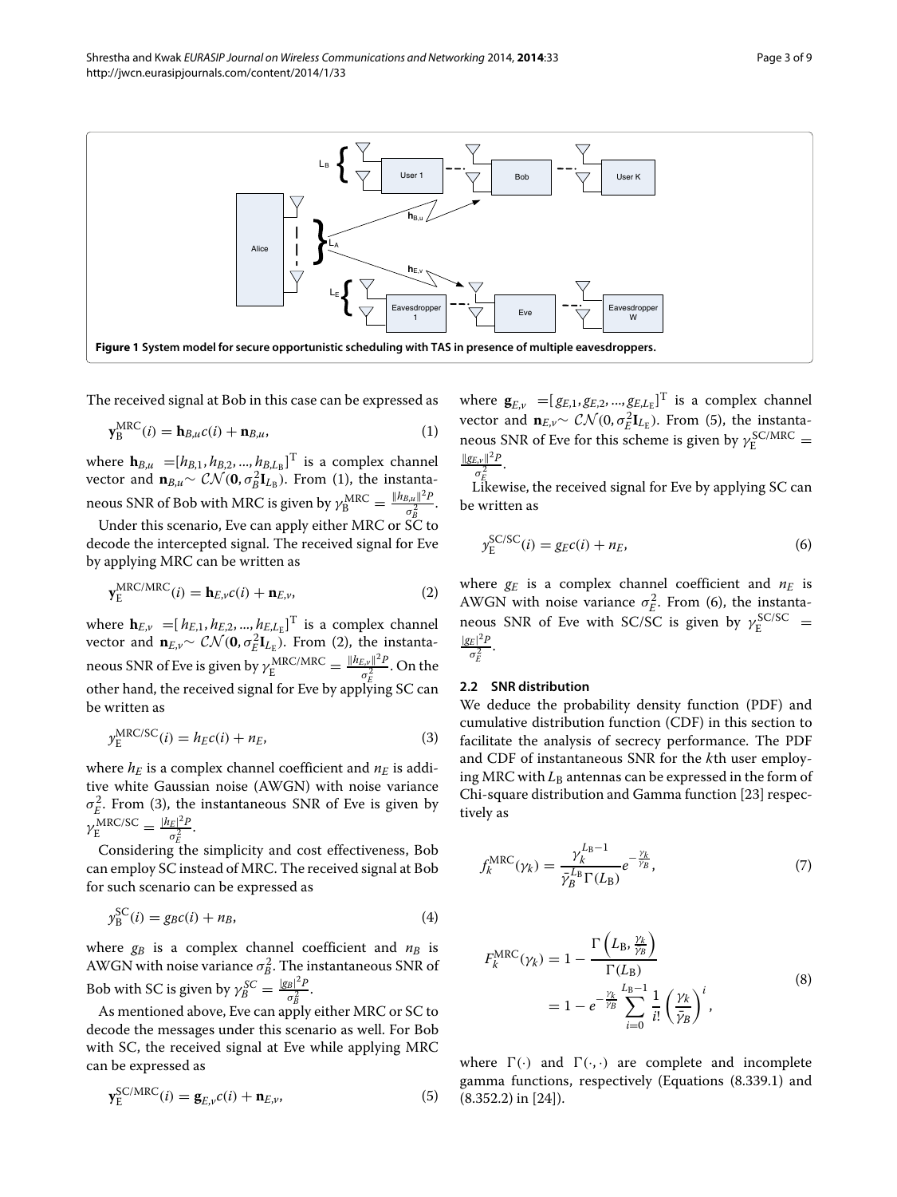**Figure 1 System model for secure opportunistic scheduling with TAS in presence of multiple eavesdroppers.**

The received signal at Bob in this case can be expressed as

$$\mathbf{y}_{\mathrm{B}}^{\mathrm{MRC}}(i) = \mathbf{h}_{B,u}c(i) + \mathbf{n}_{B,u}, \tag{1}$$

where $\mathbf{h}_{B,u} = [h_{B,1}, h_{B,2}, ..., h_{B,L_{\mathrm{B}}}]^{\mathrm{T}}$ is a complex channel vector and $\mathbf{n}_{B,u} \sim \mathcal{CN}(\mathbf{0}, \sigma_B^2 \mathbf{I}_{L_{\mathrm{B}}})$. From (1), the instantaneous SNR of Bob with MRC is given by $\gamma_{\mathrm{B}}^{\mathrm{MRC}} = \frac{\|h_{B,u}\|^2 P}{\sigma_B^2}$.

Under this scenario, Eve can apply either MRC or SC to decode the intercepted signal. The received signal for Eve by applying MRC can be written as

$$\mathbf{y}_{\mathrm{E}}^{\mathrm{MRC/MRC}}(i) = \mathbf{h}_{E,v}c(i) + \mathbf{n}_{E,v}, \tag{2}$$

where $\mathbf{h}_{E,v} = [h_{E,1}, h_{E,2}, ..., h_{E,L_{\mathrm{E}}}]^{\mathrm{T}}$ is a complex channel vector and $\mathbf{n}_{E,v} \sim \mathcal{CN}(\mathbf{0}, \sigma_E^2 \mathbf{I}_{L_{\mathrm{E}}})$. From (2), the instantaneous SNR of Eve is given by $\gamma_{\mathrm{E}}^{\mathrm{MRC/MRC}} = \frac{\|h_{E,v}\|^2 P}{\sigma_E^2}$. On the other hand, the received signal for Eve by applying SC can be written as

$$y_{\mathrm{E}}^{\mathrm{MRC/SC}}(i) = h_E c(i) + n_E, \tag{3}$$

where $h_E$ is a complex channel coefficient and $n_E$ is additive white Gaussian noise (AWGN) with noise variance $\sigma_E^2$. From (3), the instantaneous SNR of Eve is given by $\gamma_{\mathrm{E}}^{\mathrm{MRC/SC}} = \frac{|h_E|^2 P}{\sigma_E^2}$.

Considering the simplicity and cost effectiveness, Bob can employ SC instead of MRC. The received signal at Bob for such scenario can be expressed as

$$y_{\mathrm{B}}^{\mathrm{SC}}(i) = g_B c(i) + n_B, \tag{4}$$

where $g_B$ is a complex channel coefficient and $n_B$ is AWGN with noise variance $\sigma_B^2$. The instantaneous SNR of Bob with SC is given by $\gamma_B^{SC} = \frac{|g_B|^2 P}{\sigma_B^2}$.

As mentioned above, Eve can apply either MRC or SC to decode the messages under this scenario as well. For Bob with SC, the received signal at Eve while applying MRC can be expressed as

$$\mathbf{y}_{\mathrm{E}}^{\mathrm{SC/MRC}}(i) = \mathbf{g}_{E,v}c(i) + \mathbf{n}_{E,v}, \tag{5}$$

where $\mathbf{g}_{E,v} = [g_{E,1}, g_{E,2}, ..., g_{E,L_{\mathrm{E}}}]^{\mathrm{T}}$ is a complex channel vector and $\mathbf{n}_{E,v} \sim \mathcal{CN}(0, \sigma_E^2 \mathbf{I}_{L_{\mathrm{E}}})$. From (5), the instantaneous SNR of Eve for this scheme is given by $\gamma_{\mathrm{E}}^{\mathrm{SC/MRC}} = \frac{\|g_{E,v}\|^2 P}{\sigma_E^2}$.

Likewise, the received signal for Eve by applying SC can be written as

$$y_{\mathrm{E}}^{\mathrm{SC/SC}}(i) = g_E c(i) + n_E, \tag{6}$$

where $g_E$ is a complex channel coefficient and $n_E$ is AWGN with noise variance $\sigma_E^2$. From (6), the instantaneous SNR of Eve with SC/SC is given by $\gamma_{\mathrm{E}}^{\mathrm{SC/SC}} = \frac{|g_E|^2 P}{\sigma_E^2}$.

### 2.2 SNR distribution

We deduce the probability density function (PDF) and cumulative distribution function (CDF) in this section to facilitate the analysis of secrecy performance. The PDF and CDF of instantaneous SNR for the $k$th user employing MRC with $L_{\mathrm{B}}$ antennas can be expressed in the form of Chi-square distribution and Gamma function [23] respectively as

$$f_k^{\mathrm{MRC}}(\gamma_k) = \frac{\gamma_k^{L_{\mathrm{B}}-1}}{\bar{\gamma}_B^{L_{\mathrm{B}}}\Gamma(L_{\mathrm{B}})} e^{-\frac{\gamma_k}{\bar{\gamma}_B}}, \tag{7}$$

$$\begin{aligned} F_k^{\mathrm{MRC}}(\gamma_k) &= 1 - \frac{\Gamma\left(L_{\mathrm{B}}, \frac{\gamma_k}{\bar{\gamma}_B}\right)}{\Gamma(L_{\mathrm{B}})} \\ &= 1 - e^{-\frac{\gamma_k}{\bar{\gamma}_B}} \sum_{i=0}^{L_{\mathrm{B}}-1} \frac{1}{i!}\left(\frac{\gamma_k}{\bar{\gamma}_B}\right)^i, \end{aligned} \tag{8}$$

where $\Gamma(\cdot)$ and $\Gamma(\cdot, \cdot)$ are complete and incomplete gamma functions, respectively (Equations (8.339.1) and (8.352.2) in [24]).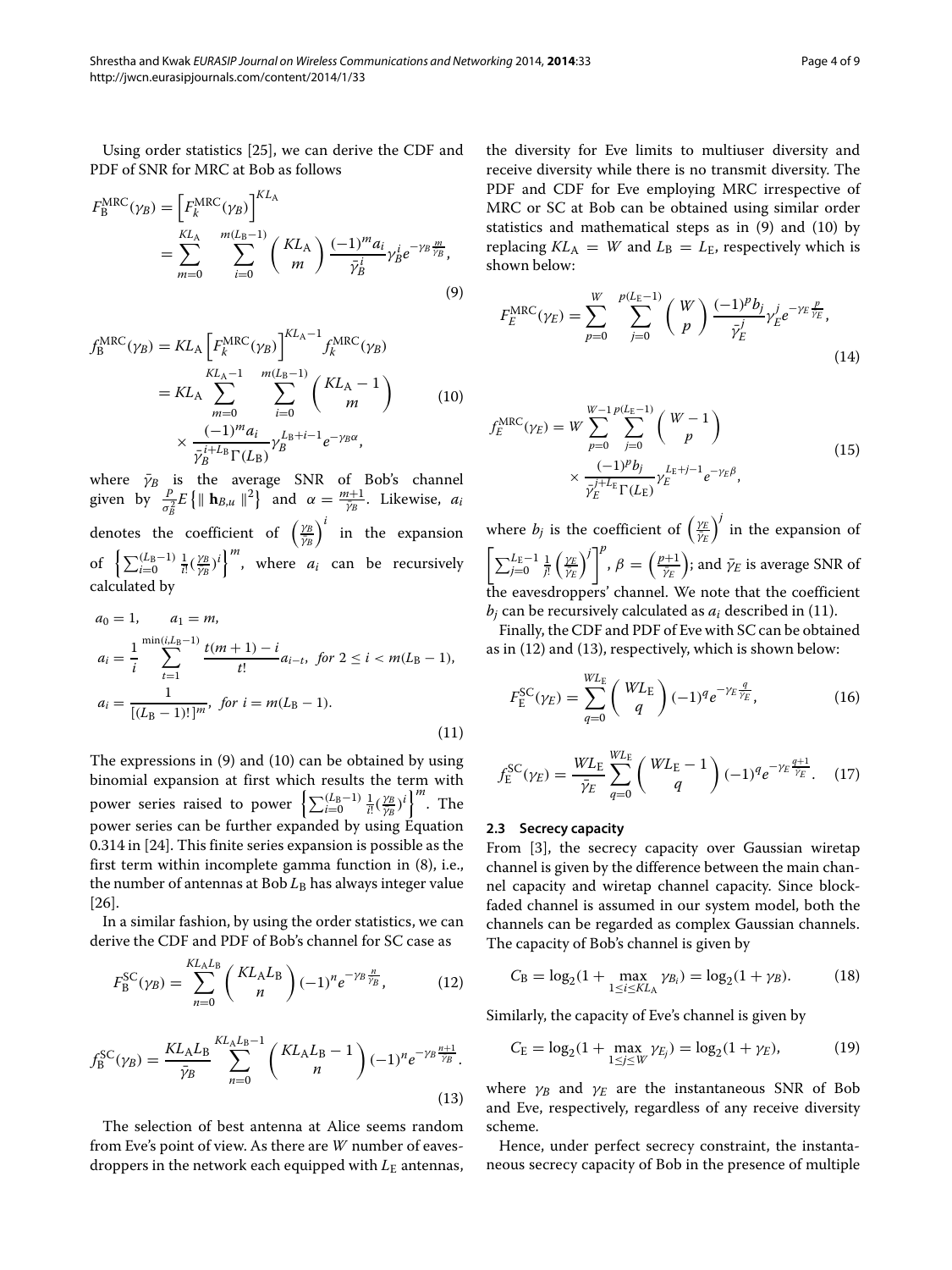Using order statistics [25], we can derive the CDF and PDF of SNR for MRC at Bob as follows

$$
\begin{aligned}
F_{\mathrm{B}}^{\mathrm{MRC}}(\gamma_B) &= \left[F_k^{\mathrm{MRC}}(\gamma_B)\right]^{KL_{\mathrm{A}}} \\
&= \sum_{m=0}^{KL_{\mathrm{A}}} \sum_{i=0}^{m(L_{\mathrm{B}}-1)} \binom{KL_{\mathrm{A}}}{m} \frac{(-1)^m a_i}{\bar{\gamma}_B^i} \gamma_B^i e^{-\gamma_B \frac{m}{\bar{\gamma}_B}},
\end{aligned} \tag{9}
$$

$$
\begin{aligned}
f_{\mathrm{B}}^{\mathrm{MRC}}(\gamma_B) &= KL_{\mathrm{A}} \left[F_k^{\mathrm{MRC}}(\gamma_B)\right]^{KL_{\mathrm{A}}-1} f_k^{\mathrm{MRC}}(\gamma_B) \\
&= KL_{\mathrm{A}} \sum_{m=0}^{KL_{\mathrm{A}}-1} \sum_{i=0}^{m(L_{\mathrm{B}}-1)} \binom{KL_{\mathrm{A}}-1}{m} \\
&\quad \times \frac{(-1)^m a_i}{\bar{\gamma}_B^{i+L_{\mathrm{B}}} \Gamma(L_{\mathrm{B}})} \gamma_B^{L_{\mathrm{B}}+i-1} e^{-\gamma_B \alpha},
\end{aligned} \tag{10}
$$

where $\bar{\gamma}_B$ is the average SNR of Bob's channel given by $\frac{P}{\sigma_B^2} E\left\{\| \mathbf{h}_{B,u} \|^2\right\}$ and $\alpha = \frac{m+1}{\bar{\gamma}_B}$. Likewise, $a_i$ denotes the coefficient of $\left(\frac{\gamma_B}{\bar{\gamma}_B}\right)^i$ in the expansion of $\left\{\sum_{i=0}^{(L_{\mathrm{B}}-1)} \frac{1}{i!} (\frac{\gamma_B}{\bar{\gamma}_B})^i\right\}^m$, where $a_i$ can be recursively calculated by

$$
\begin{aligned}
&a_0 = 1, \qquad a_1 = m, \\
&a_i = \frac{1}{i} \sum_{t=1}^{\min(i, L_{\mathrm{B}}-1)} \frac{t(m+1)-i}{t!} a_{i-t}, \; \textit{for } 2 \le i < m(L_{\mathrm{B}}-1), \\
&a_i = \frac{1}{[(L_{\mathrm{B}}-1)!]^m}, \; \textit{for } i = m(L_{\mathrm{B}}-1).
\end{aligned} \tag{11}
$$

The expressions in (9) and (10) can be obtained by using binomial expansion at first which results the term with power series raised to power $\left\{\sum_{i=0}^{(L_{\mathrm{B}}-1)} \frac{1}{i!} (\frac{\gamma_B}{\bar{\gamma}_B})^i\right\}^m$. The power series can be further expanded by using Equation 0.314 in [24]. This finite series expansion is possible as the first term within incomplete gamma function in (8), i.e., the number of antennas at Bob $L_{\mathrm{B}}$ has always integer value [26].

In a similar fashion, by using the order statistics, we can derive the CDF and PDF of Bob's channel for SC case as

$$
F_{\mathrm{B}}^{\mathrm{SC}}(\gamma_B) = \sum_{n=0}^{KL_{\mathrm{A}}L_{\mathrm{B}}} \binom{KL_{\mathrm{A}}L_{\mathrm{B}}}{n} (-1)^n e^{-\gamma_B \frac{n}{\bar{\gamma}_B}}, \tag{12}
$$

$$
f_{\mathrm{B}}^{\mathrm{SC}}(\gamma_B) = \frac{KL_{\mathrm{A}}L_{\mathrm{B}}}{\bar{\gamma}_B} \sum_{n=0}^{KL_{\mathrm{A}}L_{\mathrm{B}}-1} \binom{KL_{\mathrm{A}}L_{\mathrm{B}}-1}{n} (-1)^n e^{-\gamma_B \frac{n+1}{\bar{\gamma}_B}}. \tag{13}
$$

The selection of best antenna at Alice seems random from Eve's point of view. As there are $W$ number of eavesdroppers in the network each equipped with $L_{\mathrm{E}}$ antennas, the diversity for Eve limits to multiuser diversity and receive diversity while there is no transmit diversity. The PDF and CDF for Eve employing MRC irrespective of MRC or SC at Bob can be obtained using similar order statistics and mathematical steps as in (9) and (10) by replacing $KL_{\mathrm{A}} = W$ and $L_{\mathrm{B}} = L_{\mathrm{E}}$, respectively which is shown below:

$$
F_E^{\mathrm{MRC}}(\gamma_E) = \sum_{p=0}^{W} \sum_{j=0}^{p(L_{\mathrm{E}}-1)} \binom{W}{p} \frac{(-1)^p b_j}{\bar{\gamma}_E^j} \gamma_E^j e^{-\gamma_E \frac{p}{\bar{\gamma}_E}}, \tag{14}
$$

$$
\begin{aligned}
f_E^{\mathrm{MRC}}(\gamma_E) &= W \sum_{p=0}^{W-1} \sum_{j=0}^{p(L_{\mathrm{E}}-1)} \binom{W-1}{p} \\
&\quad \times \frac{(-1)^p b_j}{\bar{\gamma}_E^{j+L_{\mathrm{E}}} \Gamma(L_{\mathrm{E}})} \gamma_E^{L_{\mathrm{E}}+j-1} e^{-\gamma_E \beta},
\end{aligned} \tag{15}
$$

where $b_j$ is the coefficient of $\left(\frac{\gamma_E}{\bar{\gamma}_E}\right)^j$ in the expansion of $\left[\sum_{j=0}^{L_{\mathrm{E}}-1} \frac{1}{j!} \left(\frac{\gamma_E}{\bar{\gamma}_E}\right)^j\right]^p$, $\beta = \left(\frac{p+1}{\bar{\gamma}_E}\right)$; and $\bar{\gamma}_E$ is average SNR of the eavesdroppers' channel. We note that the coefficient $b_j$ can be recursively calculated as $a_i$ described in (11).

Finally, the CDF and PDF of Eve with SC can be obtained as in (12) and (13), respectively, which is shown below:

$$
F_{\mathrm{E}}^{\mathrm{SC}}(\gamma_E) = \sum_{q=0}^{WL_{\mathrm{E}}} \binom{WL_{\mathrm{E}}}{q} (-1)^q e^{-\gamma_E \frac{q}{\bar{\gamma}_E}}, \tag{16}
$$

$$
f_{\mathrm{E}}^{\mathrm{SC}}(\gamma_E) = \frac{WL_{\mathrm{E}}}{\bar{\gamma}_E} \sum_{q=0}^{WL_{\mathrm{E}}} \binom{WL_{\mathrm{E}}-1}{q} (-1)^q e^{-\gamma_E \frac{q+1}{\bar{\gamma}_E}}. \tag{17}
$$

### 2.3 Secrecy capacity

From [3], the secrecy capacity over Gaussian wiretap channel is given by the difference between the main channel capacity and wiretap channel capacity. Since block-faded channel is assumed in our system model, both the channels can be regarded as complex Gaussian channels. The capacity of Bob's channel is given by

$$
C_{\mathrm{B}} = \log_2(1 + \max_{1 \le i \le KL_{\mathrm{A}}} \gamma_{B_i}) = \log_2(1 + \gamma_B). \tag{18}
$$

Similarly, the capacity of Eve's channel is given by

$$
C_{\mathrm{E}} = \log_2(1 + \max_{1 \le j \le W} \gamma_{E_j}) = \log_2(1 + \gamma_E), \tag{19}
$$

where $\gamma_B$ and $\gamma_E$ are the instantaneous SNR of Bob and Eve, respectively, regardless of any receive diversity scheme.

Hence, under perfect secrecy constraint, the instantaneous secrecy capacity of Bob in the presence of multiple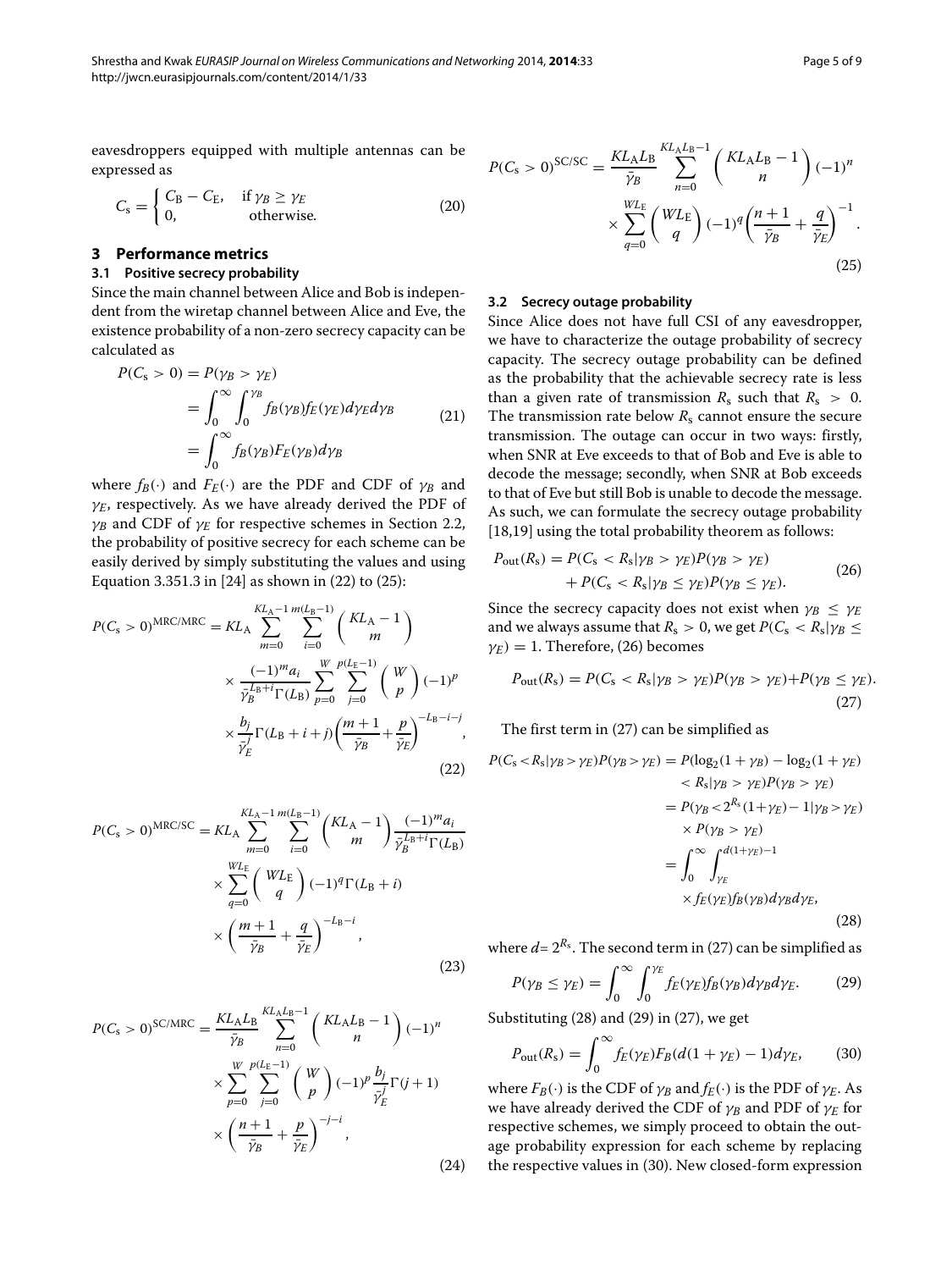eavesdroppers equipped with multiple antennas can be expressed as

$$C_s = \begin{cases} C_B - C_E, & \text{if } \gamma_B \geq \gamma_E \\ 0, & \text{otherwise.} \end{cases} \tag{20}$$

## 3 Performance metrics

### 3.1 Positive secrecy probability

Since the main channel between Alice and Bob is independent from the wiretap channel between Alice and Eve, the existence probability of a non-zero secrecy capacity can be calculated as

$$\begin{aligned} P(C_s > 0) &= P(\gamma_B > \gamma_E) \\ &= \int_0^\infty \int_0^{\gamma_B} f_B(\gamma_B) f_E(\gamma_E) d\gamma_E d\gamma_B \\ &= \int_0^\infty f_B(\gamma_B) F_E(\gamma_B) d\gamma_B \end{aligned} \tag{21}$$

where $f_B(\cdot)$ and $F_E(\cdot)$ are the PDF and CDF of $\gamma_B$ and $\gamma_E$, respectively. As we have already derived the PDF of $\gamma_B$ and CDF of $\gamma_E$ for respective schemes in Section 2.2, the probability of positive secrecy for each scheme can be easily derived by simply substituting the values and using Equation 3.351.3 in [24] as shown in (22) to (25):

$$\begin{aligned} P(C_s > 0)^{\text{MRC/MRC}} = KL_A \sum_{m=0}^{KL_A-1} \sum_{i=0}^{m(L_B-1)} \binom{KL_A-1}{m} \\ \times \frac{(-1)^m a_i}{\bar{\gamma}_B^{L_B+i}\Gamma(L_B)} \sum_{p=0}^{W} \sum_{j=0}^{p(L_E-1)} \binom{W}{p} (-1)^p \\ \times \frac{b_j}{\bar{\gamma}_E^j} \Gamma(L_B+i+j) \left(\frac{m+1}{\bar{\gamma}_B} + \frac{p}{\bar{\gamma}_E}\right)^{-L_B-i-j}, \end{aligned} \tag{22}$$

$$\begin{aligned} P(C_s > 0)^{\text{MRC/SC}} = KL_A \sum_{m=0}^{KL_A-1} \sum_{i=0}^{m(L_B-1)} \binom{KL_A-1}{m} \frac{(-1)^m a_i}{\bar{\gamma}_B^{L_B+i}\Gamma(L_B)} \\ \times \sum_{q=0}^{WL_E} \binom{WL_E}{q} (-1)^q \Gamma(L_B+i) \\ \times \left(\frac{m+1}{\bar{\gamma}_B} + \frac{q}{\bar{\gamma}_E}\right)^{-L_B-i}, \end{aligned} \tag{23}$$

$$\begin{aligned} P(C_s > 0)^{\text{SC/MRC}} = \frac{KL_A L_B}{\bar{\gamma}_B} \sum_{n=0}^{KL_A L_B-1} \binom{KL_A L_B-1}{n} (-1)^n \\ \times \sum_{p=0}^{W} \sum_{j=0}^{p(L_E-1)} \binom{W}{p} (-1)^p \frac{b_j}{\bar{\gamma}_E^j} \Gamma(j+1) \\ \times \left(\frac{n+1}{\bar{\gamma}_B} + \frac{p}{\bar{\gamma}_E}\right)^{-j-i}, \end{aligned} \tag{24}$$

$$\begin{aligned} P(C_s > 0)^{\text{SC/SC}} = \frac{KL_A L_B}{\bar{\gamma}_B} \sum_{n=0}^{KL_A L_B-1} \binom{KL_A L_B-1}{n} (-1)^n \\ \times \sum_{q=0}^{WL_E} \binom{WL_E}{q} (-1)^q \left(\frac{n+1}{\bar{\gamma}_B} + \frac{q}{\bar{\gamma}_E}\right)^{-1}. \end{aligned} \tag{25}$$

### 3.2 Secrecy outage probability

Since Alice does not have full CSI of any eavesdropper, we have to characterize the outage probability of secrecy capacity. The secrecy outage probability can be defined as the probability that the achievable secrecy rate is less than a given rate of transmission $R_s$ such that $R_s > 0$. The transmission rate below $R_s$ cannot ensure the secure transmission. The outage can occur in two ways: firstly, when SNR at Eve exceeds to that of Bob and Eve is able to decode the message; secondly, when SNR at Bob exceeds to that of Eve but still Bob is unable to decode the message. As such, we can formulate the secrecy outage probability [18,19] using the total probability theorem as follows:

$$\begin{aligned} P_{\text{out}}(R_s) = P(C_s < R_s|\gamma_B > \gamma_E)P(\gamma_B > \gamma_E) \\ + P(C_s < R_s|\gamma_B \leq \gamma_E)P(\gamma_B \leq \gamma_E). \end{aligned} \tag{26}$$

Since the secrecy capacity does not exist when $\gamma_B \leq \gamma_E$ and we always assume that $R_s > 0$, we get $P(C_s < R_s|\gamma_B \leq \gamma_E) = 1$. Therefore, (26) becomes

$$P_{\text{out}}(R_s) = P(C_s < R_s|\gamma_B > \gamma_E)P(\gamma_B > \gamma_E) + P(\gamma_B \leq \gamma_E). \tag{27}$$

The first term in (27) can be simplified as

$$\begin{aligned} P(C_s < R_s|\gamma_B > \gamma_E)P(\gamma_B > \gamma_E) &= P(\log_2(1+\gamma_B) - \log_2(1+\gamma_E) \\ &\quad < R_s|\gamma_B > \gamma_E)P(\gamma_B > \gamma_E) \\ &= P(\gamma_B < 2^{R_s}(1+\gamma_E) - 1|\gamma_B > \gamma_E) \\ &\quad \times P(\gamma_B > \gamma_E) \\ &= \int_0^\infty \int_{\gamma_E}^{d(1+\gamma_E)-1} \\ &\quad \times f_E(\gamma_E) f_B(\gamma_B) d\gamma_B d\gamma_E, \end{aligned} \tag{28}$$

where $d = 2^{R_s}$. The second term in (27) can be simplified as

$$P(\gamma_B \leq \gamma_E) = \int_0^\infty \int_0^{\gamma_E} f_E(\gamma_E) f_B(\gamma_B) d\gamma_B d\gamma_E. \tag{29}$$

Substituting (28) and (29) in (27), we get

$$P_{\text{out}}(R_s) = \int_0^\infty f_E(\gamma_E) F_B(d(1+\gamma_E) - 1) d\gamma_E, \tag{30}$$

where $F_B(\cdot)$ is the CDF of $\gamma_B$ and $f_E(\cdot)$ is the PDF of $\gamma_E$. As we have already derived the CDF of $\gamma_B$ and PDF of $\gamma_E$ for respective schemes, we simply proceed to obtain the outage probability expression for each scheme by replacing the respective values in (30). New closed-form expression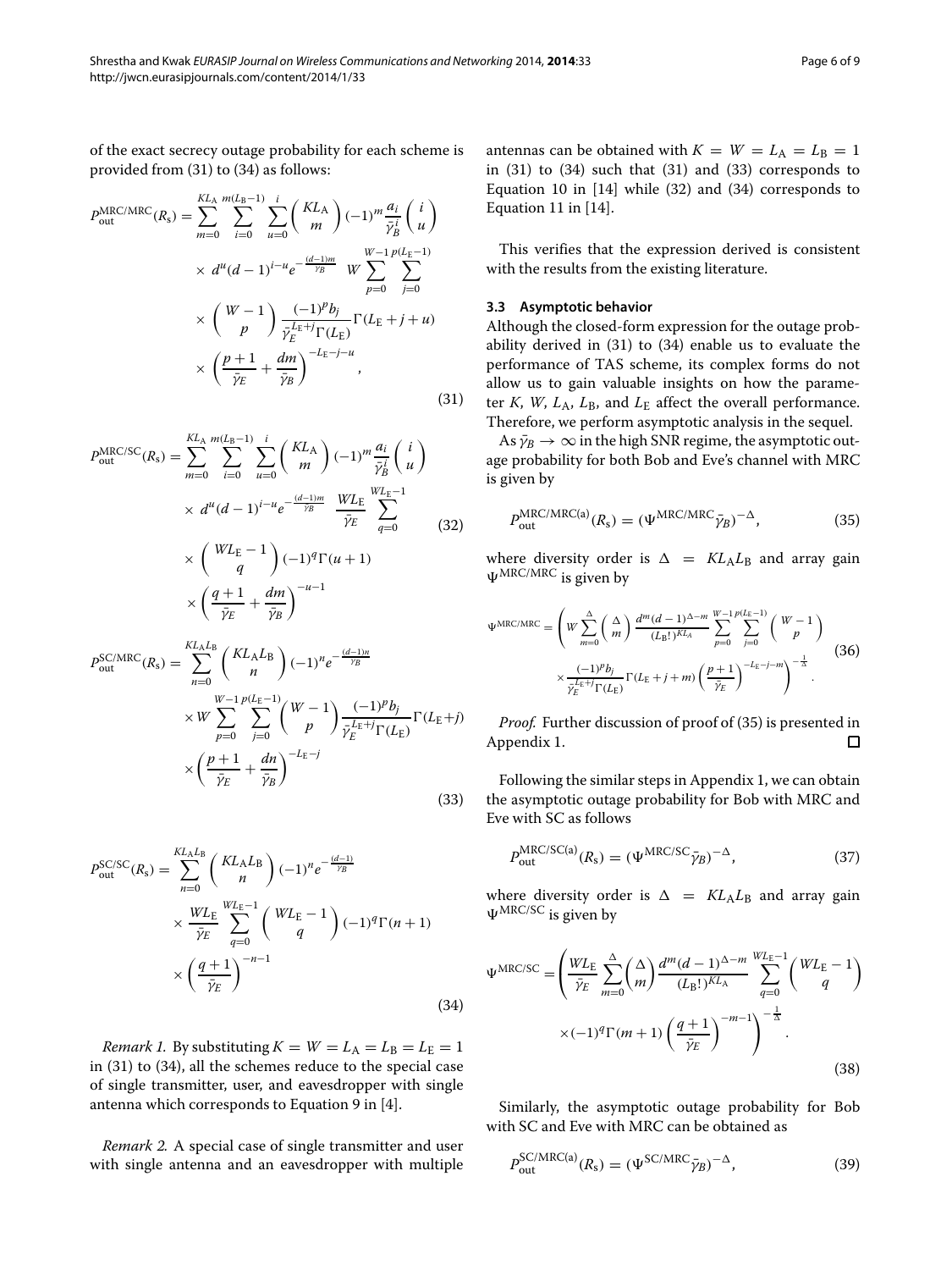of the exact secrecy outage probability for each scheme is provided from (31) to (34) as follows:

$$P_{\text{out}}^{\text{MRC/MRC}}(R_s) = \sum_{m=0}^{KL_A}\sum_{i=0}^{m(L_B-1)}\sum_{u=0}^{i}\binom{KL_A}{m}(-1)^m\frac{a_i}{\bar{\gamma}_B^i}\binom{i}{u} \times d^u(d-1)^{i-u}e^{-\frac{(d-1)m}{\bar{\gamma}_B}}\; W\sum_{p=0}^{W-1}\sum_{j=0}^{p(L_E-1)} \times \binom{W-1}{p}\frac{(-1)^p b_j}{\bar{\gamma}_E^{L_E+j}\Gamma(L_E)}\Gamma(L_E+j+u) \times\left(\frac{p+1}{\bar{\gamma}_E}+\frac{dm}{\bar{\gamma}_B}\right)^{-L_E-j-u}, \tag{31}$$

$$P_{\text{out}}^{\text{MRC/SC}}(R_s) = \sum_{m=0}^{KL_A}\sum_{i=0}^{m(L_B-1)}\sum_{u=0}^{i}\binom{KL_A}{m}(-1)^m\frac{a_i}{\bar{\gamma}_B^i}\binom{i}{u} \times d^u(d-1)^{i-u}e^{-\frac{(d-1)m}{\bar{\gamma}_B}}\;\frac{WL_E}{\bar{\gamma}_E}\sum_{q=0}^{WL_E-1} \times\binom{WL_E-1}{q}(-1)^q\Gamma(u+1) \times\left(\frac{q+1}{\bar{\gamma}_E}+\frac{dm}{\bar{\gamma}_B}\right)^{-u-1} \tag{32}$$

$$P_{\text{out}}^{\text{SC/MRC}}(R_s) = \sum_{n=0}^{KL_AL_B}\binom{KL_AL_B}{n}(-1)^n e^{-\frac{(d-1)n}{\bar{\gamma}_B}} \times W\sum_{p=0}^{W-1}\sum_{j=0}^{p(L_E-1)}\binom{W-1}{p}\frac{(-1)^p b_j}{\bar{\gamma}_E^{L_E+j}\Gamma(L_E)}\Gamma(L_E+j) \times\left(\frac{p+1}{\bar{\gamma}_E}+\frac{dn}{\bar{\gamma}_B}\right)^{-L_E-j} \tag{33}$$

$$P_{\text{out}}^{\text{SC/SC}}(R_s) = \sum_{n=0}^{KL_AL_B}\binom{KL_AL_B}{n}(-1)^n e^{-\frac{(d-1)}{\bar{\gamma}_B}} \times\frac{WL_E}{\bar{\gamma}_E}\sum_{q=0}^{WL_E-1}\binom{WL_E-1}{q}(-1)^q\Gamma(n+1) \times\left(\frac{q+1}{\bar{\gamma}_E}\right)^{-n-1} \tag{34}$$

*Remark 1.* By substituting $K = W = L_A = L_B = L_E = 1$ in (31) to (34), all the schemes reduce to the special case of single transmitter, user, and eavesdropper with single antenna which corresponds to Equation 9 in [4].

*Remark 2.* A special case of single transmitter and user with single antenna and an eavesdropper with multiple antennas can be obtained with $K = W = L_A = L_B = 1$ in (31) to (34) such that (31) and (33) corresponds to Equation 10 in [14] while (32) and (34) corresponds to Equation 11 in [14].

This verifies that the expression derived is consistent with the results from the existing literature.

### 3.3 Asymptotic behavior

Although the closed-form expression for the outage probability derived in (31) to (34) enable us to evaluate the performance of TAS scheme, its complex forms do not allow us to gain valuable insights on how the parameter $K$, $W$, $L_A$, $L_B$, and $L_E$ affect the overall performance. Therefore, we perform asymptotic analysis in the sequel.

As $\bar{\gamma}_B \to \infty$ in the high SNR regime, the asymptotic outage probability for both Bob and Eve's channel with MRC is given by

$$P_{\text{out}}^{\text{MRC/MRC(a)}}(R_s) = (\Psi^{\text{MRC/MRC}}\bar{\gamma}_B)^{-\Delta}, \tag{35}$$

where diversity order is $\Delta = KL_AL_B$ and array gain $\Psi^{\text{MRC/MRC}}$ is given by

$$\Psi^{\text{MRC/MRC}} = \left(W\sum_{m=0}^{\Delta}\binom{\Delta}{m}\frac{d^m(d-1)^{\Delta-m}}{(L_B!)^{KL_A}}\sum_{p=0}^{W-1}\sum_{j=0}^{p(L_E-1)}\binom{W-1}{p} \times\frac{(-1)^p b_j}{\bar{\gamma}_E^{L_E+j}\Gamma(L_E)}\Gamma(L_E+j+m)\left(\frac{p+1}{\bar{\gamma}_E}\right)^{-L_E-j-m}\right)^{-\frac{1}{\Delta}}. \tag{36}$$

*Proof.* Further discussion of proof of (35) is presented in Appendix 1. □

Following the similar steps in Appendix 1, we can obtain the asymptotic outage probability for Bob with MRC and Eve with SC as follows

$$P_{\text{out}}^{\text{MRC/SC(a)}}(R_s) = (\Psi^{\text{MRC/SC}}\bar{\gamma}_B)^{-\Delta}, \tag{37}$$

where diversity order is $\Delta = KL_AL_B$ and array gain $\Psi^{\text{MRC/SC}}$ is given by

$$\Psi^{\text{MRC/SC}} = \left(\frac{WL_E}{\bar{\gamma}_E}\sum_{m=0}^{\Delta}\binom{\Delta}{m}\frac{d^m(d-1)^{\Delta-m}}{(L_B!)^{KL_A}}\sum_{q=0}^{WL_E-1}\binom{WL_E-1}{q} \times(-1)^q\Gamma(m+1)\left(\frac{q+1}{\bar{\gamma}_E}\right)^{-m-1}\right)^{-\frac{1}{\Delta}}. \tag{38}$$

Similarly, the asymptotic outage probability for Bob with SC and Eve with MRC can be obtained as

$$P_{\text{out}}^{\text{SC/MRC(a)}}(R_s) = (\Psi^{\text{SC/MRC}}\bar{\gamma}_B)^{-\Delta}, \tag{39}$$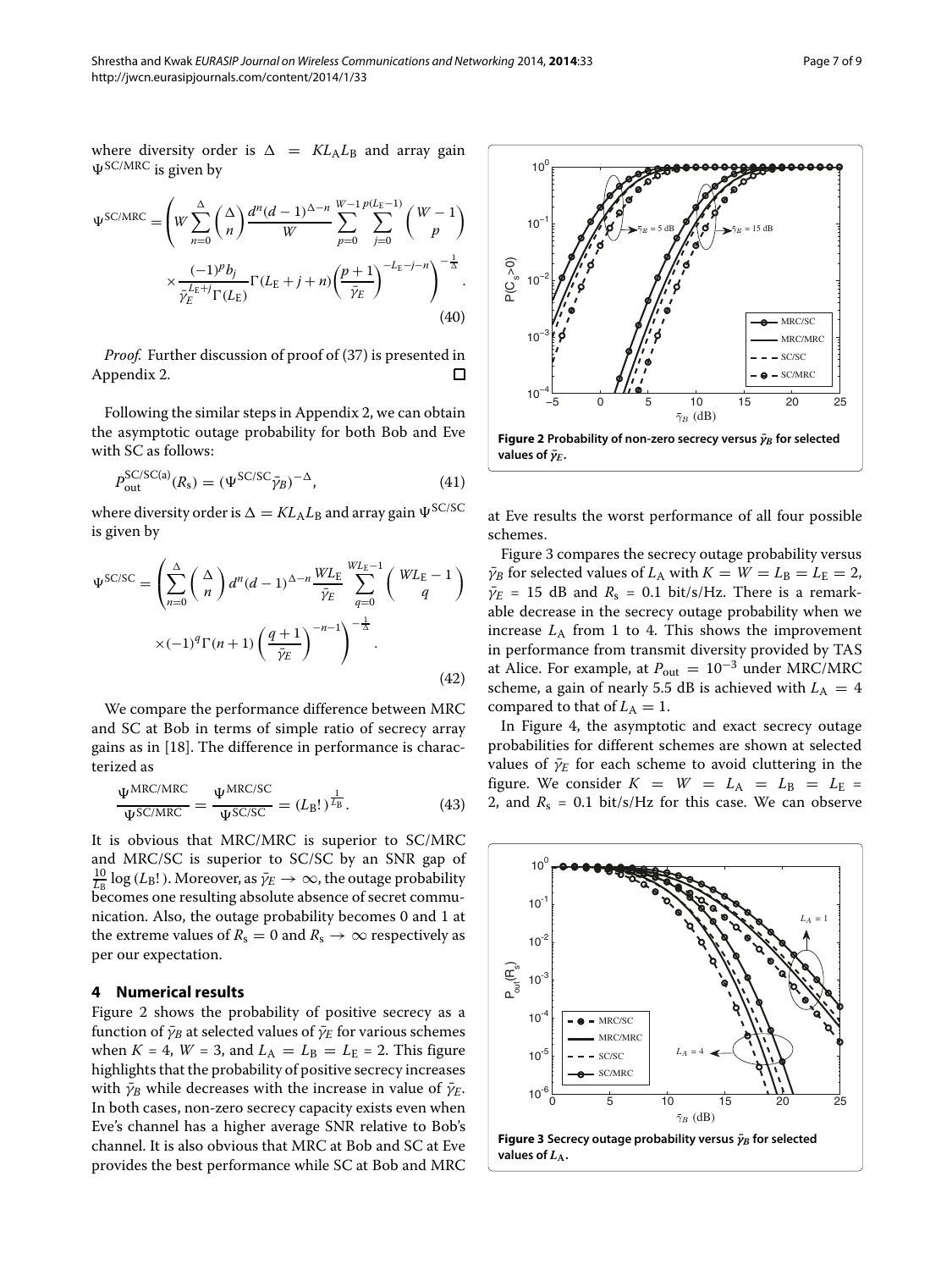where diversity order is $\Delta = KL_A L_B$ and array gain $\Psi^{SC/MRC}$ is given by

$$\Psi^{SC/MRC} = \left( W \sum_{n=0}^{\Delta} \binom{\Delta}{n} \frac{d^n (d-1)^{\Delta-n}}{W} \sum_{p=0}^{W-1} \sum_{j=0}^{p(L_E-1)} \binom{W-1}{p} \times \frac{(-1)^p b_j}{\bar{\gamma}_E^{L_E+j} \Gamma(L_E)} \Gamma(L_E+j+n) \left( \frac{p+1}{\bar{\gamma}_E} \right)^{-L_E-j-n} \right)^{-\frac{1}{\Delta}}. \tag{40}$$

*Proof.* Further discussion of proof of (37) is presented in Appendix 2. □

Following the similar steps in Appendix 2, we can obtain the asymptotic outage probability for both Bob and Eve with SC as follows:

$$P_{out}^{SC/SC(a)}(R_s) = (\Psi^{SC/SC} \bar{\gamma}_B)^{-\Delta}, \tag{41}$$

where diversity order is $\Delta = KL_A L_B$ and array gain $\Psi^{SC/SC}$ is given by

$$\Psi^{SC/SC} = \left( \sum_{n=0}^{\Delta} \binom{\Delta}{n} d^n (d-1)^{\Delta-n} \frac{WL_E}{\bar{\gamma}_E} \sum_{q=0}^{WL_E-1} \binom{WL_E-1}{q} \times (-1)^q \Gamma(n+1) \left( \frac{q+1}{\bar{\gamma}_E} \right)^{-n-1} \right)^{-\frac{1}{\Delta}}. \tag{42}$$

We compare the performance difference between MRC and SC at Bob in terms of simple ratio of secrecy array gains as in [18]. The difference in performance is characterized as

$$\frac{\Psi^{MRC/MRC}}{\Psi^{SC/MRC}} = \frac{\Psi^{MRC/SC}}{\Psi^{SC/SC}} = (L_B!)^{\frac{1}{L_B}}. \tag{43}$$

It is obvious that MRC/MRC is superior to SC/MRC and MRC/SC is superior to SC/SC by an SNR gap of $\frac{10}{L_B} \log(L_B!)$. Moreover, as $\bar{\gamma}_E \to \infty$, the outage probability becomes one resulting absolute absence of secret communication. Also, the outage probability becomes 0 and 1 at the extreme values of $R_s = 0$ and $R_s \to \infty$ respectively as per our expectation.

## 4 Numerical results

Figure 2 shows the probability of positive secrecy as a function of $\bar{\gamma}_B$ at selected values of $\bar{\gamma}_E$ for various schemes when $K = 4$, $W = 3$, and $L_A = L_B = L_E = 2$. This figure highlights that the probability of positive secrecy increases with $\bar{\gamma}_B$ while decreases with the increase in value of $\bar{\gamma}_E$. In both cases, non-zero secrecy capacity exists even when Eve's channel has a higher average SNR relative to Bob's channel. It is also obvious that MRC at Bob and SC at Eve provides the best performance while SC at Bob and MRC at Eve results the worst performance of all four possible schemes.

**Figure 2 Probability of non-zero secrecy versus $\bar{\gamma}_B$ for selected values of $\bar{\gamma}_E$.**

Figure 3 compares the secrecy outage probability versus $\bar{\gamma}_B$ for selected values of $L_A$ with $K = W = L_B = L_E = 2$, $\bar{\gamma}_E = 15$ dB and $R_s = 0.1$ bit/s/Hz. There is a remarkable decrease in the secrecy outage probability when we increase $L_A$ from 1 to 4. This shows the improvement in performance from transmit diversity provided by TAS at Alice. For example, at $P_{out} = 10^{-3}$ under MRC/MRC scheme, a gain of nearly 5.5 dB is achieved with $L_A = 4$ compared to that of $L_A = 1$.

In Figure 4, the asymptotic and exact secrecy outage probabilities for different schemes are shown at selected values of $\bar{\gamma}_E$ for each scheme to avoid cluttering in the figure. We consider $K = W = L_A = L_B = L_E = 2$, and $R_s = 0.1$ bit/s/Hz for this case. We can observe

**Figure 3 Secrecy outage probability versus $\bar{\gamma}_B$ for selected values of $L_A$.**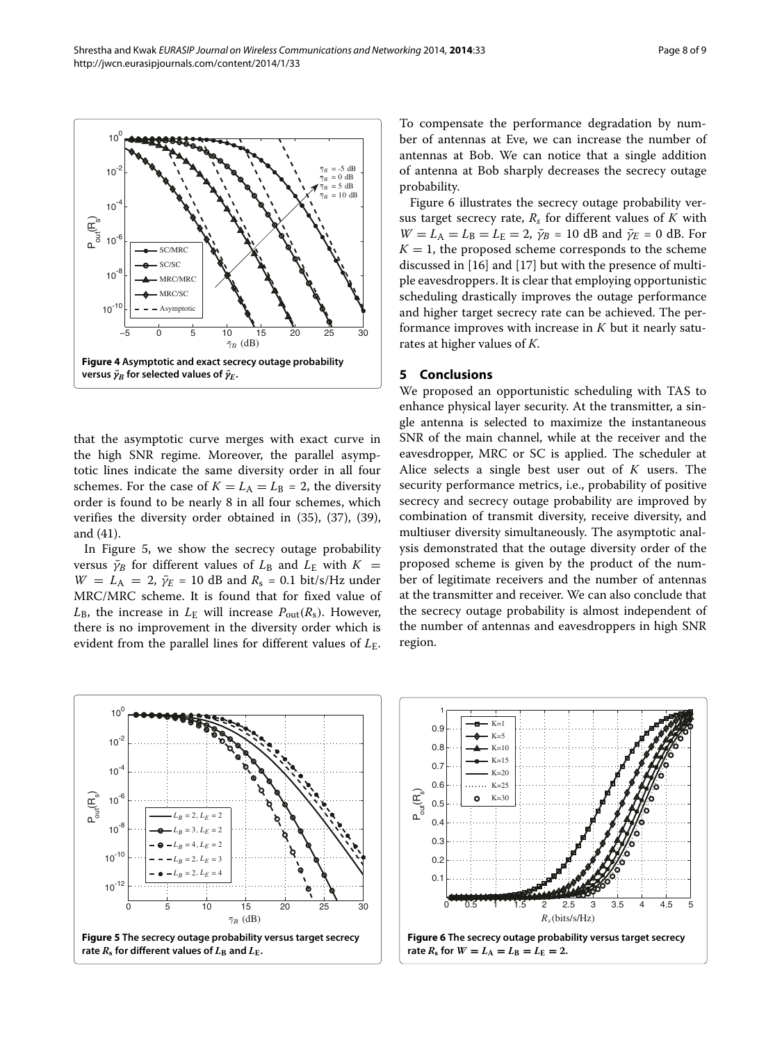Figure 4 Asymptotic and exact secrecy outage probability versus $\bar{\gamma}_B$ for selected values of $\bar{\gamma}_E$.

that the asymptotic curve merges with exact curve in the high SNR regime. Moreover, the parallel asymptotic lines indicate the same diversity order in all four schemes. For the case of $K = L_A = L_B = 2$, the diversity order is found to be nearly 8 in all four schemes, which verifies the diversity order obtained in (35), (37), (39), and (41).

In Figure 5, we show the secrecy outage probability versus $\bar{\gamma}_B$ for different values of $L_B$ and $L_E$ with $K = W = L_A = 2$, $\bar{\gamma}_E = 10$ dB and $R_s = 0.1$ bit/s/Hz under MRC/MRC scheme. It is found that for fixed value of $L_B$, the increase in $L_E$ will increase $P_{out}(R_s)$. However, there is no improvement in the diversity order which is evident from the parallel lines for different values of $L_E$. To compensate the performance degradation by number of antennas at Eve, we can increase the number of antennas at Bob. We can notice that a single addition of antenna at Bob sharply decreases the secrecy outage probability.

Figure 6 illustrates the secrecy outage probability versus target secrecy rate, $R_s$ for different values of $K$ with $W = L_A = L_B = L_E = 2$, $\bar{\gamma}_B = 10$ dB and $\bar{\gamma}_E = 0$ dB. For $K = 1$, the proposed scheme corresponds to the scheme discussed in [16] and [17] but with the presence of multiple eavesdroppers. It is clear that employing opportunistic scheduling drastically improves the outage performance and higher target secrecy rate can be achieved. The performance improves with increase in $K$ but it nearly saturates at higher values of $K$.

## 5 Conclusions

We proposed an opportunistic scheduling with TAS to enhance physical layer security. At the transmitter, a single antenna is selected to maximize the instantaneous SNR of the main channel, while at the receiver and the eavesdropper, MRC or SC is applied. The scheduler at Alice selects a single best user out of $K$ users. The security performance metrics, i.e., probability of positive secrecy and secrecy outage probability are improved by combination of transmit diversity, receive diversity, and multiuser diversity simultaneously. The asymptotic analysis demonstrated that the outage diversity order of the proposed scheme is given by the product of the number of legitimate receivers and the number of antennas at the transmitter and receiver. We can also conclude that the secrecy outage probability is almost independent of the number of antennas and eavesdroppers in high SNR region.

Figure 5 The secrecy outage probability versus target secrecy rate $R_s$ for different values of $L_B$ and $L_E$.

Figure 6 The secrecy outage probability versus target secrecy rate $R_s$ for $W = L_A = L_B = L_E = 2$.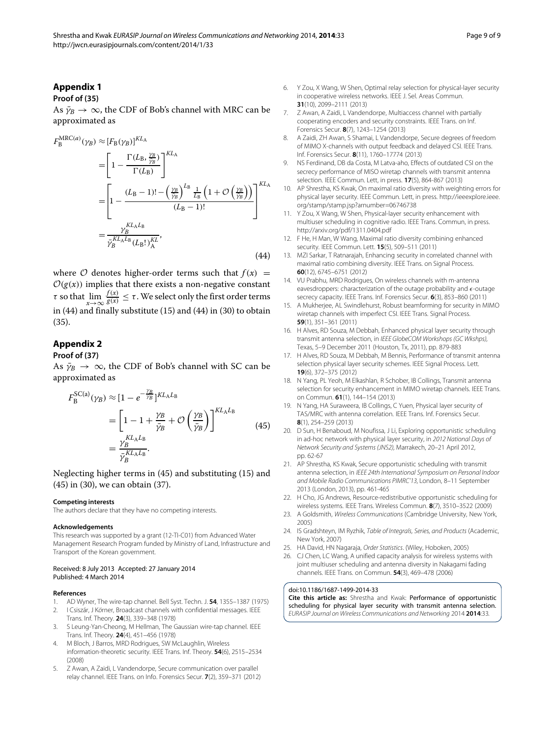## Appendix 1

### Proof of (35)

As $\bar{\gamma}_B \rightarrow \infty$, the CDF of Bob's channel with MRC can be approximated as

$$
\begin{aligned}
F_{\mathrm{B}}^{\mathrm{MRC}(a)}(\gamma_B) &\approx [F_{\mathrm{B}}(\gamma_B)]^{KL_{\mathrm{A}}} \\
&= \left[1 - \frac{\Gamma(L_{\mathrm{B}}, \frac{\gamma_B}{\bar{\gamma}_B})}{\Gamma(L_{\mathrm{B}})}\right]^{KL_{\mathrm{A}}} \\
&= \left[1 - \frac{(L_{\mathrm{B}}-1)! - \left(\frac{\gamma_B}{\bar{\gamma}_B}\right)^{L_{\mathrm{B}}} \frac{1}{L_{\mathrm{B}}}\left(1 + \mathcal{O}\left(\frac{\gamma_B}{\bar{\gamma}_B}\right)\right)}{(L_{\mathrm{B}}-1)!}\right]^{KL_{\mathrm{A}}} \\
&= \frac{\gamma_B^{KL_{\mathrm{A}}L_{\mathrm{B}}}}{\bar{\gamma}_B^{KL_{\mathrm{A}}L_{\mathrm{B}}}(L_{\mathrm{B}}!)_{\mathrm{A}}^{KL}},
\end{aligned}
\tag{44}
$$

where $\mathcal{O}$ denotes higher-order terms such that $f(x) = \mathcal{O}(g(x))$ implies that there exists a non-negative constant $\tau$ so that $\lim_{x\rightarrow\infty} \frac{f(x)}{g(x)} \leq \tau$. We select only the first order terms in (44) and finally substitute (15) and (44) in (30) to obtain (35).

## Appendix 2

### Proof of (37)

As $\bar{\gamma}_B \rightarrow \infty$, the CDF of Bob's channel with SC can be approximated as

$$
\begin{aligned}
F_{\mathrm{B}}^{\mathrm{SC(a)}}(\gamma_B) &\approx [1 - e^{-\frac{\gamma_B}{\bar{\gamma}_B}}]^{KL_{\mathrm{A}}L_{\mathrm{B}}} \\
&= \left[1 - 1 + \frac{\gamma_B}{\bar{\gamma}_B} + \mathcal{O}\left(\frac{\gamma_B}{\bar{\gamma}_B}\right)\right]^{KL_{\mathrm{A}}L_{\mathrm{B}}} \\
&= \frac{\gamma_B^{KL_{\mathrm{A}}L_{\mathrm{B}}}}{\bar{\gamma}_B^{KL_{\mathrm{A}}L_{\mathrm{B}}}}.
\end{aligned}
\tag{45}
$$

Neglecting higher terms in (45) and substituting (15) and (45) in (30), we can obtain (37).

#### Competing interests

The authors declare that they have no competing interests.

#### Acknowledgements

This research was supported by a grant (12-TI-C01) from Advanced Water Management Research Program funded by Ministry of Land, Infrastructure and Transport of the Korean government.

Received: 8 July 2013 Accepted: 27 January 2014
Published: 4 March 2014

#### References

1. AD Wyner, The wire-tap channel. Bell Syst. Techn. J. **54**, 1355–1387 (1975)
2. I Csiszár, J Körner, Broadcast channels with confidential messages. IEEE Trans. Inf. Theory. **24**(3), 339–348 (1978)
3. S Leung-Yan-Cheong, M Hellman, The Gaussian wire-tap channel. IEEE Trans. Inf. Theory. **24**(4), 451–456 (1978)
4. M Bloch, J Barros, MRD Rodrigues, SW McLaughlin, Wireless information-theoretic security. IEEE Trans. Inf. Theory. **54**(6), 2515–2534 (2008)
5. Z Awan, A Zaidi, L Vandendorpe, Secure communication over parallel relay channel. IEEE Trans. on Info. Forensics Secur. **7**(2), 359–371 (2012)
6. Y Zou, X Wang, W Shen, Optimal relay selection for physical-layer security in cooperative wireless networks. IEEE J. Sel. Areas Commun. **31**(10), 2099–2111 (2013)
7. Z Awan, A Zaidi, L Vandendorpe, Multiaccess channel with partially cooperating encoders and security constraints. IEEE Trans. on Inf. Forensics Secur. **8**(7), 1243–1254 (2013)
8. A Zaidi, ZH Awan, S Shamai, L Vandendorpe, Secure degrees of freedom of MIMO X-channels with output feedback and delayed CSI. IEEE Trans. Inf. Forensics Secur. **8**(11), 1760–17774 (2013)
9. NS Ferdinand, DB da Costa, M Latva-aho, Effects of outdated CSI on the secrecy performance of MISO wiretap channels with transmit antenna selection. IEEE Commun. Lett, in press. **17**(5), 864-867 (2013)
10. AP Shrestha, KS Kwak, On maximal ratio diversity with weighting errors for physical layer security. IEEE Commun. Lett, in press. http://ieeexplore.ieee.org/stamp/stamp.jsp?arnumber=06746738
11. Y Zou, X Wang, W Shen, Physical-layer security enhancement with multiuser scheduling in cognitive radio. IEEE Trans. Commun, in press. http://arxiv.org/pdf/1311.0404.pdf
12. F He, H Man, W Wang, Maximal ratio diversity combining enhanced security. IEEE Commun. Lett. **15**(5), 509–511 (2011)
13. MZI Sarkar, T Ratnarajah, Enhancing security in correlated channel with maximal ratio combining diversity. IEEE Trans. on Signal Process. **60**(12), 6745–6751 (2012)
14. VU Prabhu, MRD Rodrigues, On wireless channels with m-antenna eavesdroppers: characterization of the outage probability and $\epsilon$-outage secrecy capacity. IEEE Trans. Inf. Forensics Secur. **6**(3), 853–860 (2011)
15. A Mukherjee, AL Swindlehurst, Robust beamforming for security in MIMO wiretap channels with imperfect CSI. IEEE Trans. Signal Process. **59**(1), 351–361 (2011)
16. H Alves, RD Souza, M Debbah, Enhanced physical layer security through transmit antenna selection, in *IEEE GlobeCOM Workshops (GC Wkshps)*, Texas, 5–9 December 2011 (Houston, Tx, 2011), pp. 879-883
17. H Alves, RD Souza, M Debbah, M Bennis, Performance of transmit antenna selection physical layer security schemes. IEEE Signal Process. Lett. **19**(6), 372–375 (2012)
18. N Yang, PL Yeoh, M Elkashlan, R Schober, IB Collings, Transmit antenna selection for security enhancement in MIMO wiretap channels. IEEE Trans. on Commun. **61**(1), 144–154 (2013)
19. N Yang, HA Suraweera, IB Collings, C Yuen, Physical layer security of TAS/MRC with antenna correlation. IEEE Trans. Inf. Forensics Secur. **8**(1), 254–259 (2013)
20. D Sun, H Benaboud, M Noufissa, J Li, Exploring opportunistic scheduling in ad-hoc network with physical layer security, in *2012 National Days of Network Security and Systems (JNS2)*, Marrakech, 20–21 April 2012, pp. 62-67
21. AP Shrestha, KS Kwak, Secure opportunistic scheduling with transmit antenna selection, in *IEEE 24th International Symposium on Personal Indoor and Mobile Radio Communications PIMRC'13*, London, 8–11 September 2013 (London, 2013), pp. 461-465
22. H Cho, JG Andrews, Resource-redistributive opportunistic scheduling for wireless systems. IEEE Trans. Wireless Commun. **8**(7), 3510–3522 (2009)
23. A Goldsmith, *Wireless Communications* (Cambridge University, New York, 2005)
24. IS Gradshteyn, IM Ryzhik, *Table of Integrals, Series, and Products* (Academic, New York, 2007)
25. HA David, HN Nagaraja, *Order Statistics*. (Wiley, Hoboken, 2005)
26. CJ Chen, LC Wang, A unified capacity analysis for wireless systems with joint multiuser scheduling and antenna diversity in Nakagami fading channels. IEEE Trans. on Commun. **54**(3), 469–478 (2006)

doi:10.1186/1687-1499-2014-33
**Cite this article as:** Shrestha and Kwak: **Performance of opportunistic scheduling for physical layer security with transmit antenna selection.** *EURASIP Journal on Wireless Communications and Networking* 2014 **2014**:33.